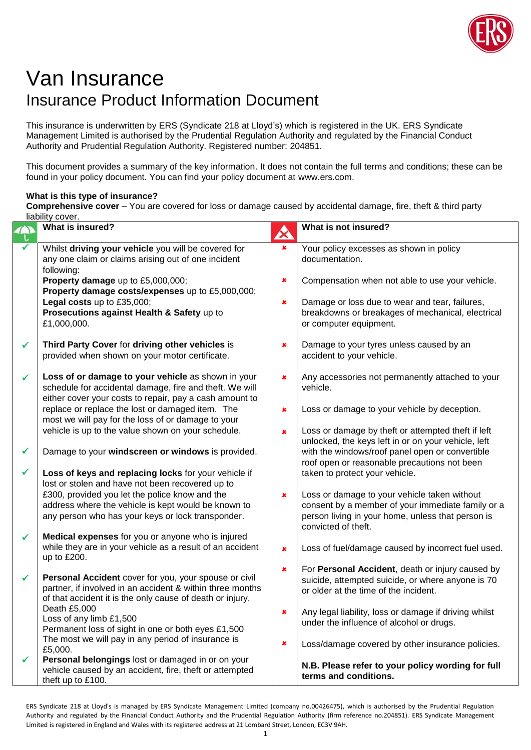# Van Insurance

## Insurance Product Information Document

This insurance is underwritten by ERS (Syndicate 218 at Lloyd's) which is registered in the UK. ERS Syndicate Management Limited is authorised by the Prudential Regulation Authority and regulated by the Financial Conduct Authority and Prudential Regulation Authority. Registered number: 204851.

This document provides a summary of the key information. It does not contain the full terms and conditions; these can be found in your policy document. You can find your policy document at www.ers.com.

**What is this type of insurance?**

**Comprehensive cover** – You are covered for loss or damage caused by accidental damage, fire, theft & third party liability cover.

### What is insured?

- ✓ Whilst **driving your vehicle** you will be covered for any one claim or claims arising out of one incident following:
  **Property damage** up to £5,000,000;
  **Property damage costs/expenses** up to £5,000,000;
  **Legal costs** up to £35,000;
  **Prosecutions against Health & Safety** up to £1,000,000.
- ✓ **Third Party Cover** for **driving other vehicles** is provided when shown on your motor certificate.
- ✓ **Loss of or damage to your vehicle** as shown in your schedule for accidental damage, fire and theft. We will either cover your costs to repair, pay a cash amount to replace or replace the lost or damaged item. The most we will pay for the loss of or damage to your vehicle is up to the value shown on your schedule.
- ✓ Damage to your **windscreen or windows** is provided.
- ✓ **Loss of keys and replacing locks** for your vehicle if lost or stolen and have not been recovered up to £300, provided you let the police know and the address where the vehicle is kept would be known to any person who has your keys or lock transponder.
- ✓ **Medical expenses** for you or anyone who is injured while they are in your vehicle as a result of an accident up to £200.
- ✓ **Personal Accident** cover for you, your spouse or civil partner, if involved in an accident & within three months of that accident it is the only cause of death or injury.
  Death £5,000
  Loss of any limb £1,500
  Permanent loss of sight in one or both eyes £1,500
  The most we will pay in any period of insurance is £5,000.
- ✓ **Personal belongings** lost or damaged in or on your vehicle caused by an accident, fire, theft or attempted theft up to £100.

### What is not insured?

- ✗ Your policy excesses as shown in policy documentation.
- ✗ Compensation when not able to use your vehicle.
- ✗ Damage or loss due to wear and tear, failures, breakdowns or breakages of mechanical, electrical or computer equipment.
- ✗ Damage to your tyres unless caused by an accident to your vehicle.
- ✗ Any accessories not permanently attached to your vehicle.
- ✗ Loss or damage to your vehicle by deception.
- ✗ Loss or damage by theft or attempted theft if left unlocked, the keys left in or on your vehicle, left with the windows/roof panel open or convertible roof open or reasonable precautions not been taken to protect your vehicle.
- ✗ Loss or damage to your vehicle taken without consent by a member of your immediate family or a person living in your home, unless that person is convicted of theft.
- ✗ Loss of fuel/damage caused by incorrect fuel used.
- ✗ For **Personal Accident**, death or injury caused by suicide, attempted suicide, or where anyone is 70 or older at the time of the incident.
- ✗ Any legal liability, loss or damage if driving whilst under the influence of alcohol or drugs.
- ✗ Loss/damage covered by other insurance policies.

**N.B. Please refer to your policy wording for full terms and conditions.**

ERS Syndicate 218 at Lloyd's is managed by ERS Syndicate Management Limited (company no.00426475), which is authorised by the Prudential Regulation Authority and regulated by the Financial Conduct Authority and the Prudential Regulation Authority (firm reference no.204851). ERS Syndicate Management Limited is registered in England and Wales with its registered address at 21 Lombard Street, London, EC3V 9AH.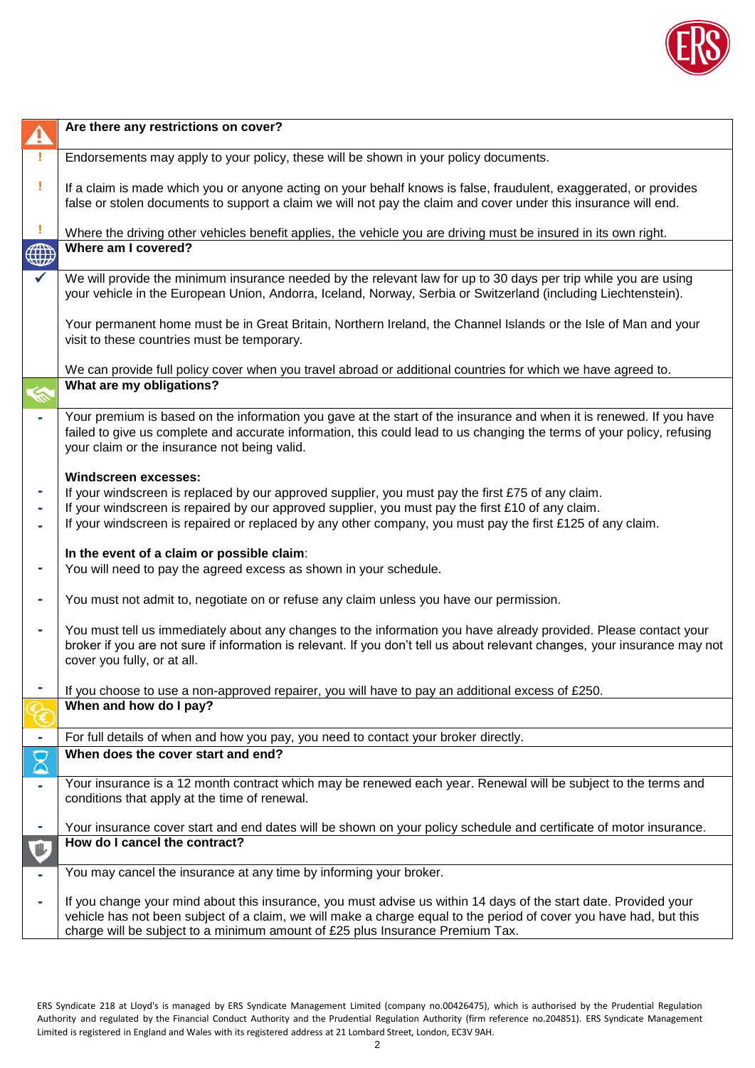## Are there any restrictions on cover?

- ! Endorsements may apply to your policy, these will be shown in your policy documents.
- ! If a claim is made which you or anyone acting on your behalf knows is false, fraudulent, exaggerated, or provides false or stolen documents to support a claim we will not pay the claim and cover under this insurance will end.
- ! Where the driving other vehicles benefit applies, the vehicle you are driving must be insured in its own right.

## Where am I covered?

✓ We will provide the minimum insurance needed by the relevant law for up to 30 days per trip while you are using your vehicle in the European Union, Andorra, Iceland, Norway, Serbia or Switzerland (including Liechtenstein).

Your permanent home must be in Great Britain, Northern Ireland, the Channel Islands or the Isle of Man and your visit to these countries must be temporary.

We can provide full policy cover when you travel abroad or additional countries for which we have agreed to.

## What are my obligations?

- Your premium is based on the information you gave at the start of the insurance and when it is renewed. If you have failed to give us complete and accurate information, this could lead to us changing the terms of your policy, refusing your claim or the insurance not being valid.

**Windscreen excesses:**

- If your windscreen is replaced by our approved supplier, you must pay the first £75 of any claim.
- If your windscreen is repaired by our approved supplier, you must pay the first £10 of any claim.
- If your windscreen is repaired or replaced by any other company, you must pay the first £125 of any claim.

**In the event of a claim or possible claim**:

- You will need to pay the agreed excess as shown in your schedule.
- You must not admit to, negotiate on or refuse any claim unless you have our permission.
- You must tell us immediately about any changes to the information you have already provided. Please contact your broker if you are not sure if information is relevant. If you don't tell us about relevant changes, your insurance may not cover you fully, or at all.
- If you choose to use a non-approved repairer, you will have to pay an additional excess of £250.

## When and how do I pay?

- For full details of when and how you pay, you need to contact your broker directly.

## When does the cover start and end?

- Your insurance is a 12 month contract which may be renewed each year. Renewal will be subject to the terms and conditions that apply at the time of renewal.
- Your insurance cover start and end dates will be shown on your policy schedule and certificate of motor insurance.

## How do I cancel the contract?

- You may cancel the insurance at any time by informing your broker.
- If you change your mind about this insurance, you must advise us within 14 days of the start date. Provided your vehicle has not been subject of a claim, we will make a charge equal to the period of cover you have had, but this charge will be subject to a minimum amount of £25 plus Insurance Premium Tax.

ERS Syndicate 218 at Lloyd's is managed by ERS Syndicate Management Limited (company no.00426475), which is authorised by the Prudential Regulation Authority and regulated by the Financial Conduct Authority and the Prudential Regulation Authority (firm reference no.204851). ERS Syndicate Management Limited is registered in England and Wales with its registered address at 21 Lombard Street, London, EC3V 9AH.